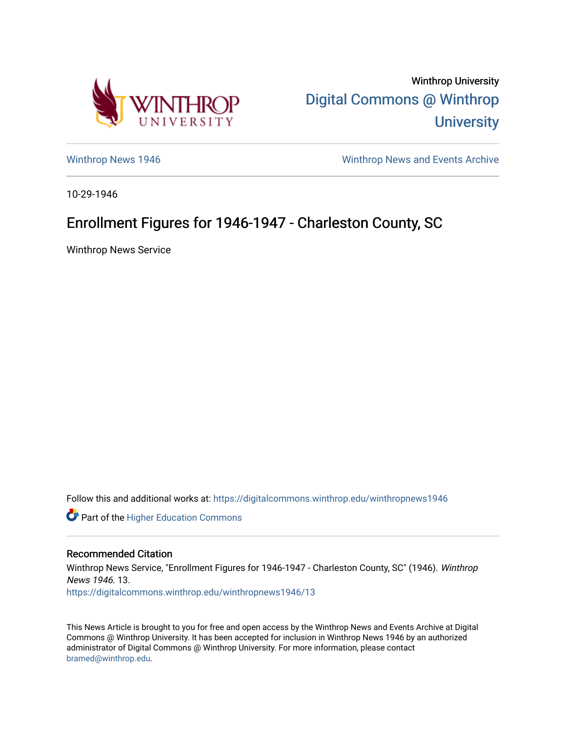Winthrop University

Digital Commons @ Winthrop University

Winthrop News 1946

Winthrop News and Events Archive

10-29-1946

# Enrollment Figures for 1946-1947 - Charleston County, SC

Winthrop News Service

Follow this and additional works at: https://digitalcommons.winthrop.edu/winthropnews1946

Part of the Higher Education Commons

## Recommended Citation

Winthrop News Service, "Enrollment Figures for 1946-1947 - Charleston County, SC" (1946). *Winthrop News 1946*. 13.
https://digitalcommons.winthrop.edu/winthropnews1946/13

This News Article is brought to you for free and open access by the Winthrop News and Events Archive at Digital Commons @ Winthrop University. It has been accepted for inclusion in Winthrop News 1946 by an authorized administrator of Digital Commons @ Winthrop University. For more information, please contact bramed@winthrop.edu.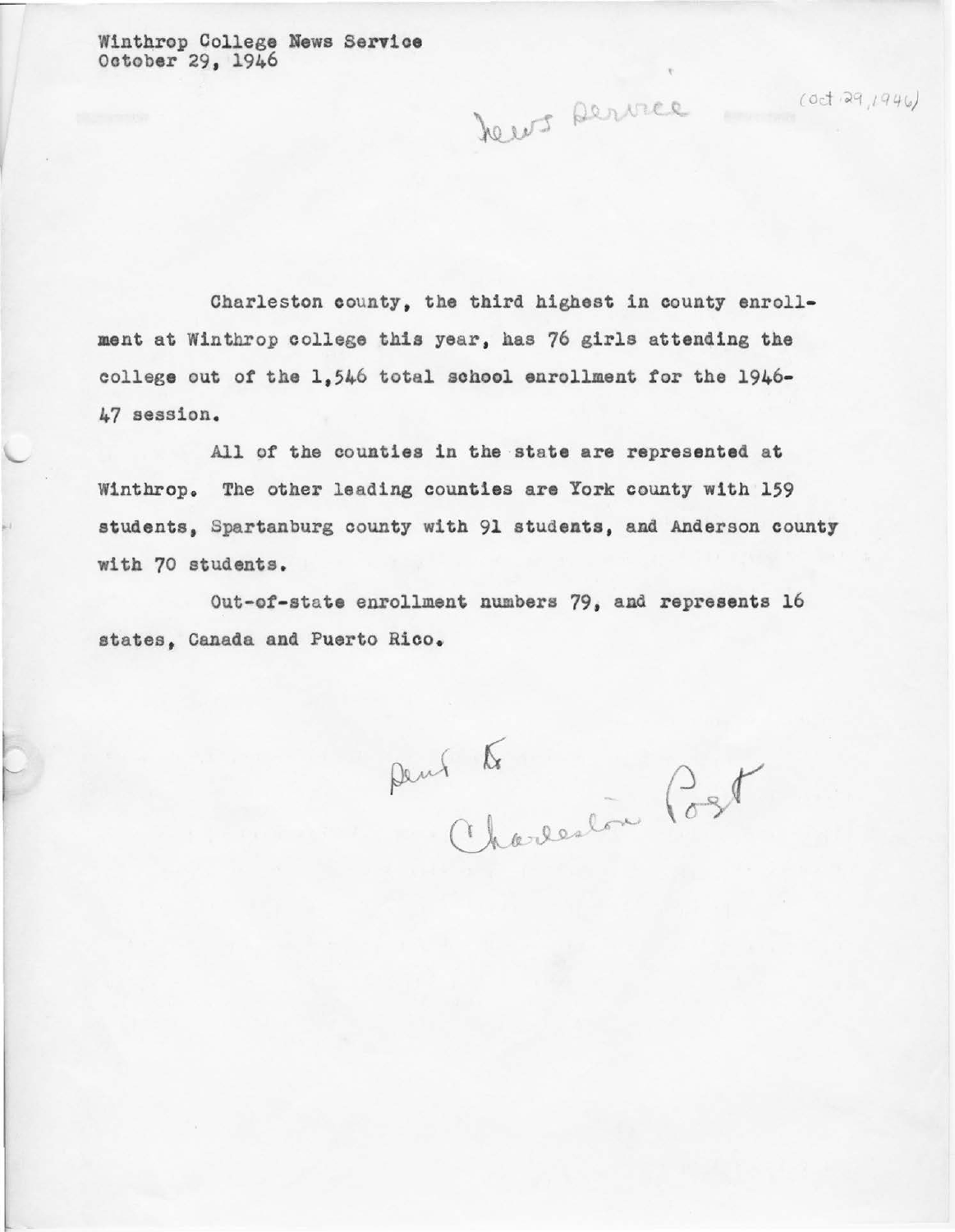Winthrop College News Service
October 29, 1946

News Service (Oct 29, 1946)

Charleston county, the third highest in county enrollment at Winthrop college this year, has 76 girls attending the college out of the 1,546 total school enrollment for the 1946-47 session.

All of the counties in the state are represented at Winthrop. The other leading counties are York county with 159 students, Spartanburg county with 91 students, and Anderson county with 70 students.

Out-of-state enrollment numbers 79, and represents 16 states, Canada and Puerto Rico.

Sent to
Charleston Post